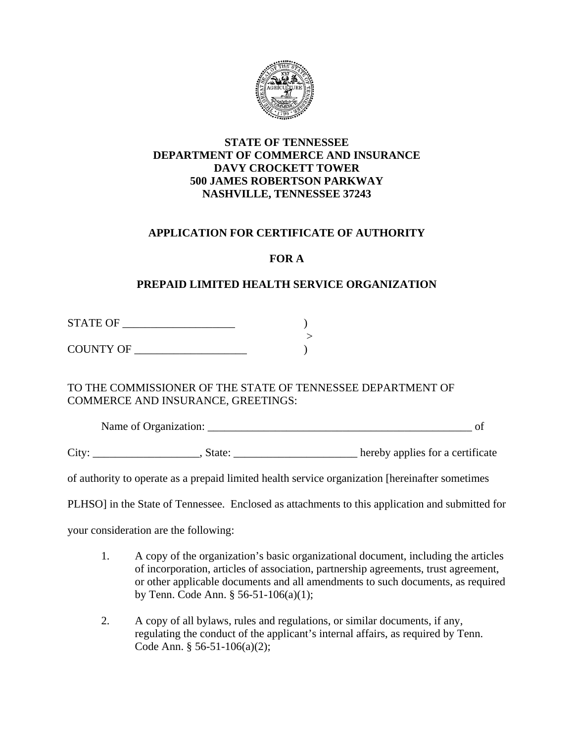**STATE OF TENNESSEE**
**DEPARTMENT OF COMMERCE AND INSURANCE**
**DAVY CROCKETT TOWER**
**500 JAMES ROBERTSON PARKWAY**
**NASHVILLE, TENNESSEE 37243**

## APPLICATION FOR CERTIFICATE OF AUTHORITY

## FOR A

## PREPAID LIMITED HEALTH SERVICE ORGANIZATION

STATE OF ____________________ )
&gt;
COUNTY OF ____________________ )

TO THE COMMISSIONER OF THE STATE OF TENNESSEE DEPARTMENT OF COMMERCE AND INSURANCE, GREETINGS:

Name of Organization: __________________________________________________ of

City: ___________________, State: ______________________ hereby applies for a certificate of authority to operate as a prepaid limited health service organization [hereinafter sometimes PLHSO] in the State of Tennessee. Enclosed as attachments to this application and submitted for your consideration are the following:

1. A copy of the organization's basic organizational document, including the articles of incorporation, articles of association, partnership agreements, trust agreement, or other applicable documents and all amendments to such documents, as required by Tenn. Code Ann. § 56-51-106(a)(1);

2. A copy of all bylaws, rules and regulations, or similar documents, if any, regulating the conduct of the applicant's internal affairs, as required by Tenn. Code Ann. § 56-51-106(a)(2);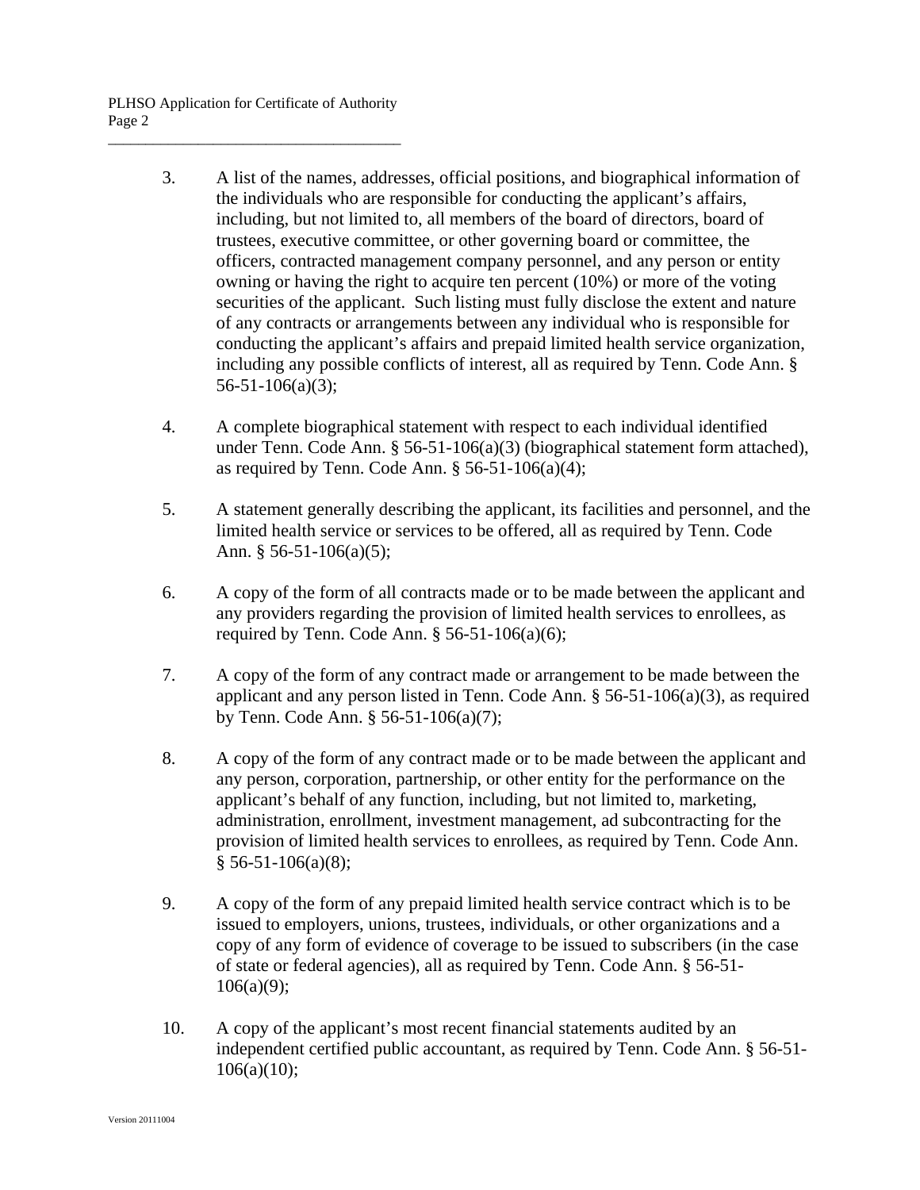3. A list of the names, addresses, official positions, and biographical information of the individuals who are responsible for conducting the applicant's affairs, including, but not limited to, all members of the board of directors, board of trustees, executive committee, or other governing board or committee, the officers, contracted management company personnel, and any person or entity owning or having the right to acquire ten percent (10%) or more of the voting securities of the applicant. Such listing must fully disclose the extent and nature of any contracts or arrangements between any individual who is responsible for conducting the applicant's affairs and prepaid limited health service organization, including any possible conflicts of interest, all as required by Tenn. Code Ann. § 56-51-106(a)(3);

4. A complete biographical statement with respect to each individual identified under Tenn. Code Ann. § 56-51-106(a)(3) (biographical statement form attached), as required by Tenn. Code Ann. § 56-51-106(a)(4);

5. A statement generally describing the applicant, its facilities and personnel, and the limited health service or services to be offered, all as required by Tenn. Code Ann. § 56-51-106(a)(5);

6. A copy of the form of all contracts made or to be made between the applicant and any providers regarding the provision of limited health services to enrollees, as required by Tenn. Code Ann. § 56-51-106(a)(6);

7. A copy of the form of any contract made or arrangement to be made between the applicant and any person listed in Tenn. Code Ann. § 56-51-106(a)(3), as required by Tenn. Code Ann. § 56-51-106(a)(7);

8. A copy of the form of any contract made or to be made between the applicant and any person, corporation, partnership, or other entity for the performance on the applicant's behalf of any function, including, but not limited to, marketing, administration, enrollment, investment management, ad subcontracting for the provision of limited health services to enrollees, as required by Tenn. Code Ann. § 56-51-106(a)(8);

9. A copy of the form of any prepaid limited health service contract which is to be issued to employers, unions, trustees, individuals, or other organizations and a copy of any form of evidence of coverage to be issued to subscribers (in the case of state or federal agencies), all as required by Tenn. Code Ann. § 56-51-106(a)(9);

10. A copy of the applicant's most recent financial statements audited by an independent certified public accountant, as required by Tenn. Code Ann. § 56-51-106(a)(10);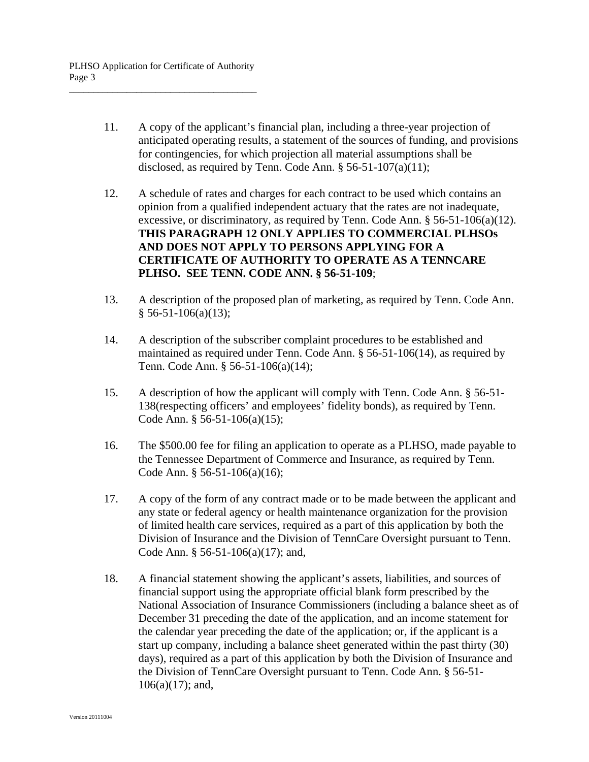11. A copy of the applicant's financial plan, including a three-year projection of anticipated operating results, a statement of the sources of funding, and provisions for contingencies, for which projection all material assumptions shall be disclosed, as required by Tenn. Code Ann. § 56-51-107(a)(11);

12. A schedule of rates and charges for each contract to be used which contains an opinion from a qualified independent actuary that the rates are not inadequate, excessive, or discriminatory, as required by Tenn. Code Ann. § 56-51-106(a)(12). **THIS PARAGRAPH 12 ONLY APPLIES TO COMMERCIAL PLHSOs AND DOES NOT APPLY TO PERSONS APPLYING FOR A CERTIFICATE OF AUTHORITY TO OPERATE AS A TENNCARE PLHSO. SEE TENN. CODE ANN. § 56-51-109**;

13. A description of the proposed plan of marketing, as required by Tenn. Code Ann. § 56-51-106(a)(13);

14. A description of the subscriber complaint procedures to be established and maintained as required under Tenn. Code Ann. § 56-51-106(14), as required by Tenn. Code Ann. § 56-51-106(a)(14);

15. A description of how the applicant will comply with Tenn. Code Ann. § 56-51-138(respecting officers' and employees' fidelity bonds), as required by Tenn. Code Ann. § 56-51-106(a)(15);

16. The $500.00 fee for filing an application to operate as a PLHSO, made payable to the Tennessee Department of Commerce and Insurance, as required by Tenn. Code Ann. § 56-51-106(a)(16);

17. A copy of the form of any contract made or to be made between the applicant and any state or federal agency or health maintenance organization for the provision of limited health care services, required as a part of this application by both the Division of Insurance and the Division of TennCare Oversight pursuant to Tenn. Code Ann. § 56-51-106(a)(17); and,

18. A financial statement showing the applicant's assets, liabilities, and sources of financial support using the appropriate official blank form prescribed by the National Association of Insurance Commissioners (including a balance sheet as of December 31 preceding the date of the application, and an income statement for the calendar year preceding the date of the application; or, if the applicant is a start up company, including a balance sheet generated within the past thirty (30) days), required as a part of this application by both the Division of Insurance and the Division of TennCare Oversight pursuant to Tenn. Code Ann. § 56-51-106(a)(17); and,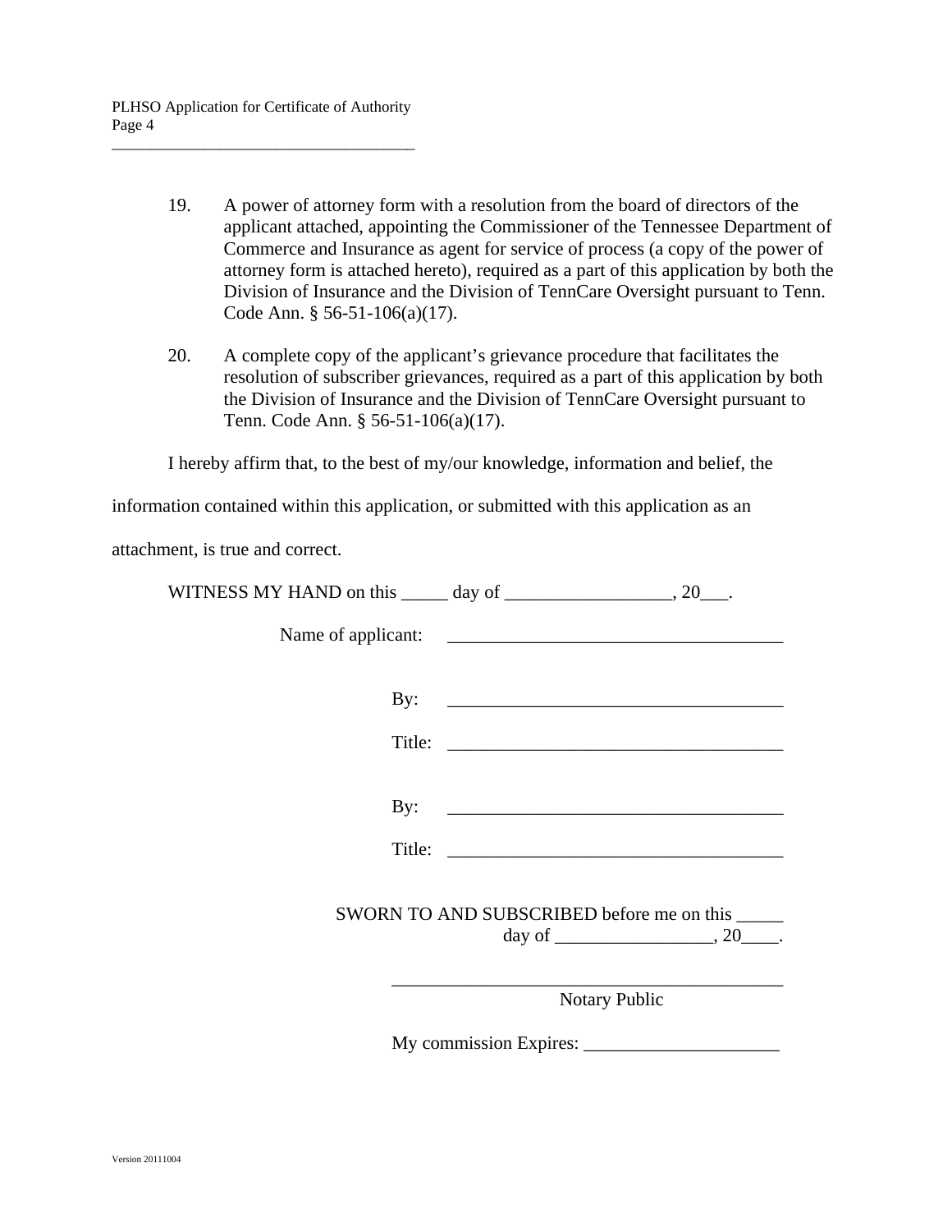19. A power of attorney form with a resolution from the board of directors of the applicant attached, appointing the Commissioner of the Tennessee Department of Commerce and Insurance as agent for service of process (a copy of the power of attorney form is attached hereto), required as a part of this application by both the Division of Insurance and the Division of TennCare Oversight pursuant to Tenn. Code Ann. § 56-51-106(a)(17).

20. A complete copy of the applicant's grievance procedure that facilitates the resolution of subscriber grievances, required as a part of this application by both the Division of Insurance and the Division of TennCare Oversight pursuant to Tenn. Code Ann. § 56-51-106(a)(17).

I hereby affirm that, to the best of my/our knowledge, information and belief, the information contained within this application, or submitted with this application as an attachment, is true and correct.

WITNESS MY HAND on this _____ day of __________________, 20___.

Name of applicant: ____________________________________

By: ____________________________________

Title: ____________________________________

By: ____________________________________

Title: ____________________________________

SWORN TO AND SUBSCRIBED before me on this _____ day of _________________, 20____.

__________________________________________
Notary Public

My commission Expires: _____________________

Version 20111004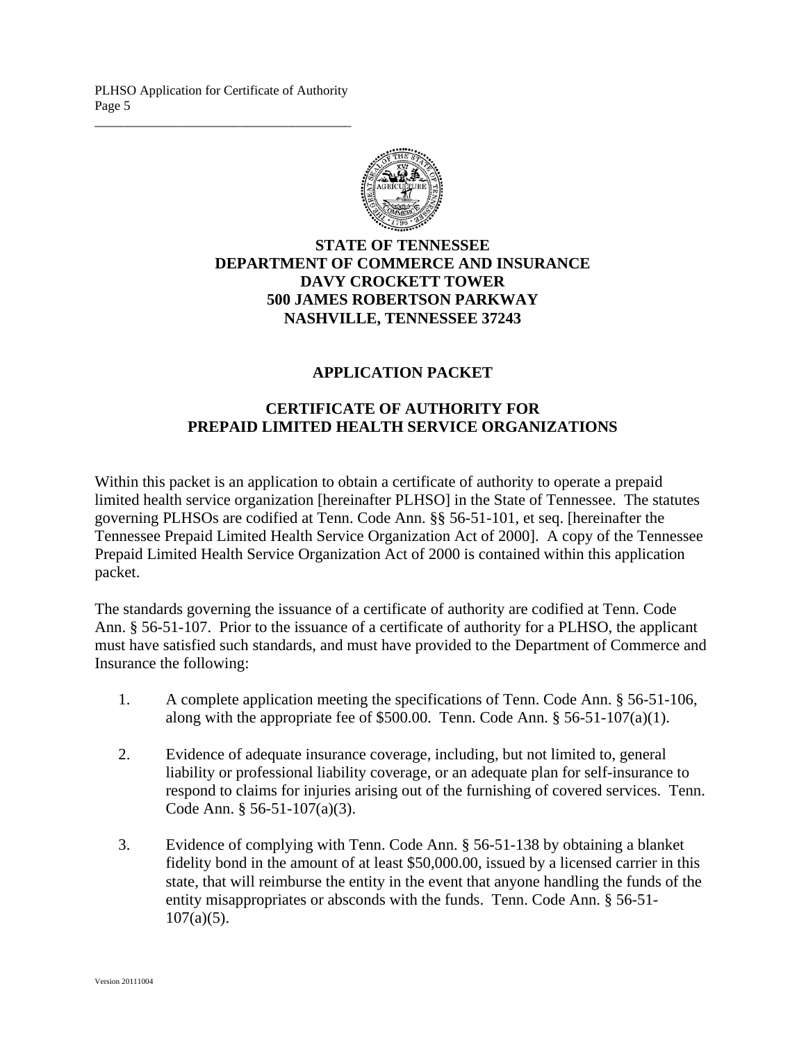**STATE OF TENNESSEE**
**DEPARTMENT OF COMMERCE AND INSURANCE**
**DAVY CROCKETT TOWER**
**500 JAMES ROBERTSON PARKWAY**
**NASHVILLE, TENNESSEE 37243**

## APPLICATION PACKET

## CERTIFICATE OF AUTHORITY FOR PREPAID LIMITED HEALTH SERVICE ORGANIZATIONS

Within this packet is an application to obtain a certificate of authority to operate a prepaid limited health service organization [hereinafter PLHSO] in the State of Tennessee. The statutes governing PLHSOs are codified at Tenn. Code Ann. §§ 56-51-101, et seq. [hereinafter the Tennessee Prepaid Limited Health Service Organization Act of 2000]. A copy of the Tennessee Prepaid Limited Health Service Organization Act of 2000 is contained within this application packet.

The standards governing the issuance of a certificate of authority are codified at Tenn. Code Ann. § 56-51-107. Prior to the issuance of a certificate of authority for a PLHSO, the applicant must have satisfied such standards, and must have provided to the Department of Commerce and Insurance the following:

1. A complete application meeting the specifications of Tenn. Code Ann. § 56-51-106, along with the appropriate fee of $500.00. Tenn. Code Ann. § 56-51-107(a)(1).

2. Evidence of adequate insurance coverage, including, but not limited to, general liability or professional liability coverage, or an adequate plan for self-insurance to respond to claims for injuries arising out of the furnishing of covered services. Tenn. Code Ann. § 56-51-107(a)(3).

3. Evidence of complying with Tenn. Code Ann. § 56-51-138 by obtaining a blanket fidelity bond in the amount of at least $50,000.00, issued by a licensed carrier in this state, that will reimburse the entity in the event that anyone handling the funds of the entity misappropriates or absconds with the funds. Tenn. Code Ann. § 56-51-107(a)(5).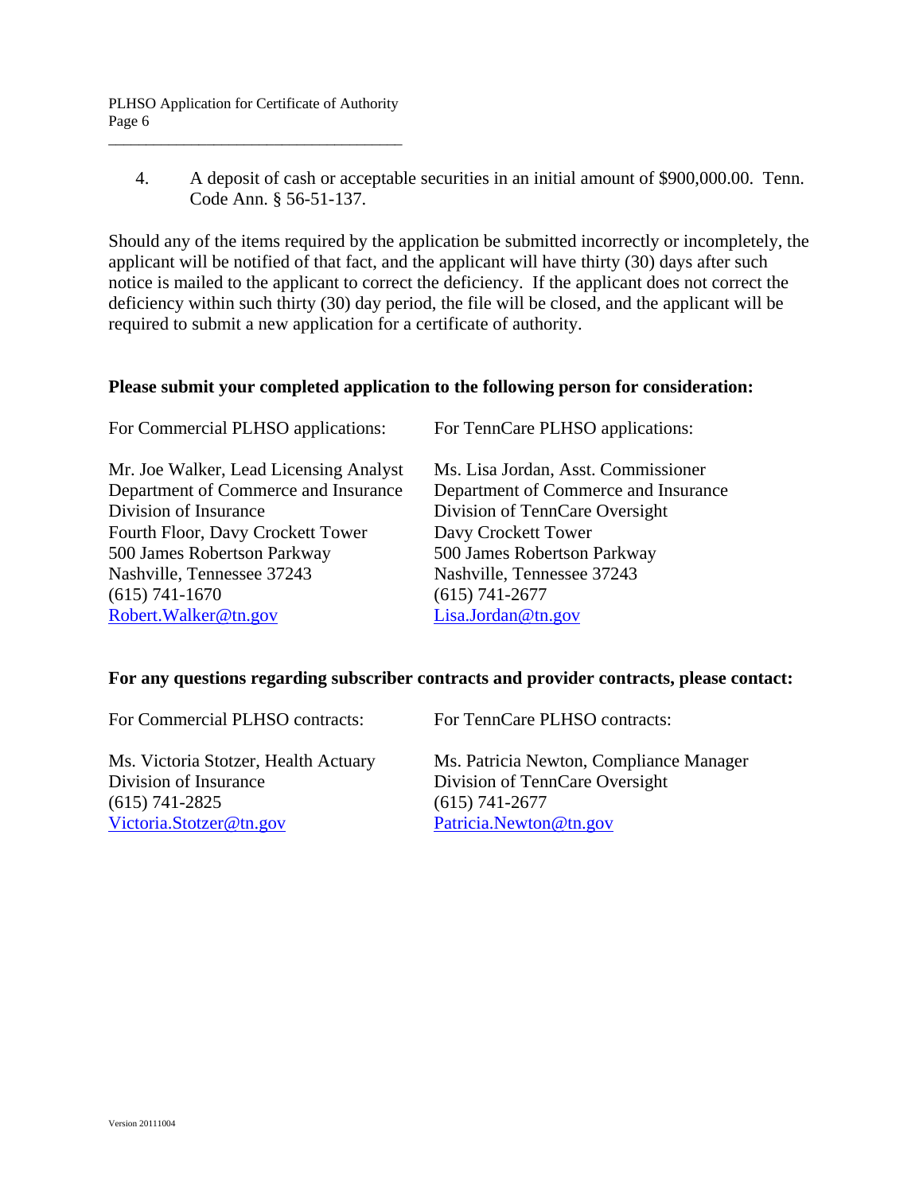4. A deposit of cash or acceptable securities in an initial amount of $900,000.00. Tenn. Code Ann. § 56-51-137.

Should any of the items required by the application be submitted incorrectly or incompletely, the applicant will be notified of that fact, and the applicant will have thirty (30) days after such notice is mailed to the applicant to correct the deficiency. If the applicant does not correct the deficiency within such thirty (30) day period, the file will be closed, and the applicant will be required to submit a new application for a certificate of authority.

**Please submit your completed application to the following person for consideration:**

For Commercial PLHSO applications:

Mr. Joe Walker, Lead Licensing Analyst
Department of Commerce and Insurance
Division of Insurance
Fourth Floor, Davy Crockett Tower
500 James Robertson Parkway
Nashville, Tennessee 37243
(615) 741-1670
Robert.Walker@tn.gov

For TennCare PLHSO applications:

Ms. Lisa Jordan, Asst. Commissioner
Department of Commerce and Insurance
Division of TennCare Oversight
Davy Crockett Tower
500 James Robertson Parkway
Nashville, Tennessee 37243
(615) 741-2677
Lisa.Jordan@tn.gov

**For any questions regarding subscriber contracts and provider contracts, please contact:**

For Commercial PLHSO contracts:

Ms. Victoria Stotzer, Health Actuary
Division of Insurance
(615) 741-2825
Victoria.Stotzer@tn.gov

For TennCare PLHSO contracts:

Ms. Patricia Newton, Compliance Manager
Division of TennCare Oversight
(615) 741-2677
Patricia.Newton@tn.gov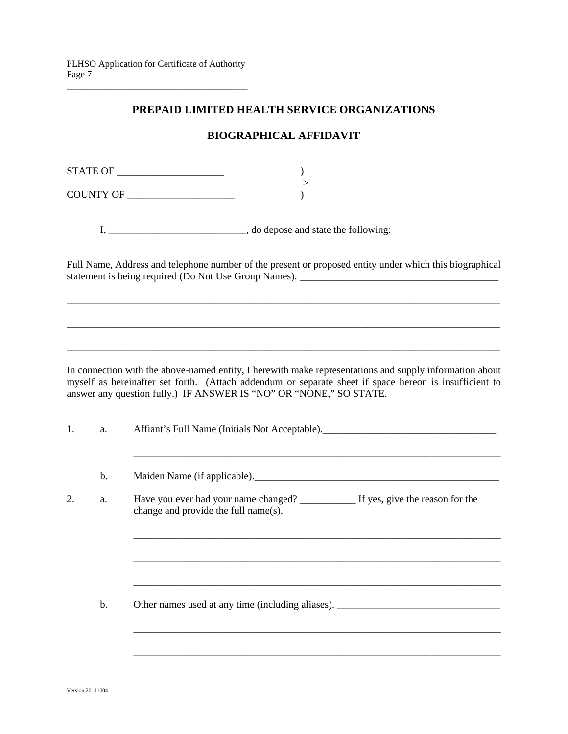## PREPAID LIMITED HEALTH SERVICE ORGANIZATIONS

## BIOGRAPHICAL AFFIDAVIT

STATE OF ____________________ )
>
COUNTY OF ____________________ )

I, __________________________, do depose and state the following:

Full Name, Address and telephone number of the present or proposed entity under which this biographical statement is being required (Do Not Use Group Names). ________________________________________

_____________________________________________________________________________________

_____________________________________________________________________________________

_____________________________________________________________________________________

In connection with the above-named entity, I herewith make representations and supply information about myself as hereinafter set forth. (Attach addendum or separate sheet if space hereon is insufficient to answer any question fully.) IF ANSWER IS "NO" OR "NONE," SO STATE.

1. a. Affiant's Full Name (Initials Not Acceptable).__________________________________

   __________________________________________________________________________

   b. Maiden Name (if applicable).__________________________________________________

2. a. Have you ever had your name changed? ___________ If yes, give the reason for the change and provide the full name(s).

   __________________________________________________________________________

   __________________________________________________________________________

   __________________________________________________________________________

   b. Other names used at any time (including aliases). ________________________________

   __________________________________________________________________________

   __________________________________________________________________________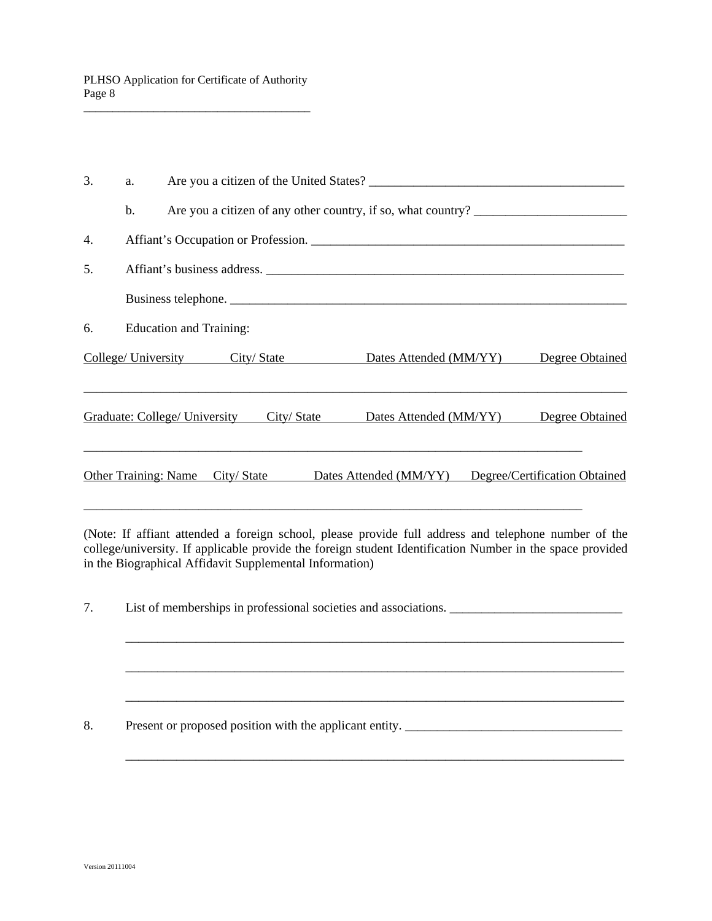3. a. Are you a citizen of the United States? ________________________________________

   b. Are you a citizen of any other country, if so, what country? ________________________

4. Affiant's Occupation or Profession. __________________________________________________

5. Affiant's business address. ________________________________________________________

   Business telephone. _____________________________________________________________

6. Education and Training:

| College/ University | City/ State | Dates Attended (MM/YY) | Degree Obtained |
|---|---|---|---|
| | | | |

| Graduate: College/ University | City/ State | Dates Attended (MM/YY) | Degree Obtained |
|---|---|---|---|
| | | | |

| Other Training: Name | City/ State | Dates Attended (MM/YY) | Degree/Certification Obtained |
|---|---|---|---|
| | | | |

(Note: If affiant attended a foreign school, please provide full address and telephone number of the college/university. If applicable provide the foreign student Identification Number in the space provided in the Biographical Affidavit Supplemental Information)

7. List of memberships in professional societies and associations. ___________________________

   _______________________________________________________________________________

   _______________________________________________________________________________

   _______________________________________________________________________________

8. Present or proposed position with the applicant entity. __________________________________

   _______________________________________________________________________________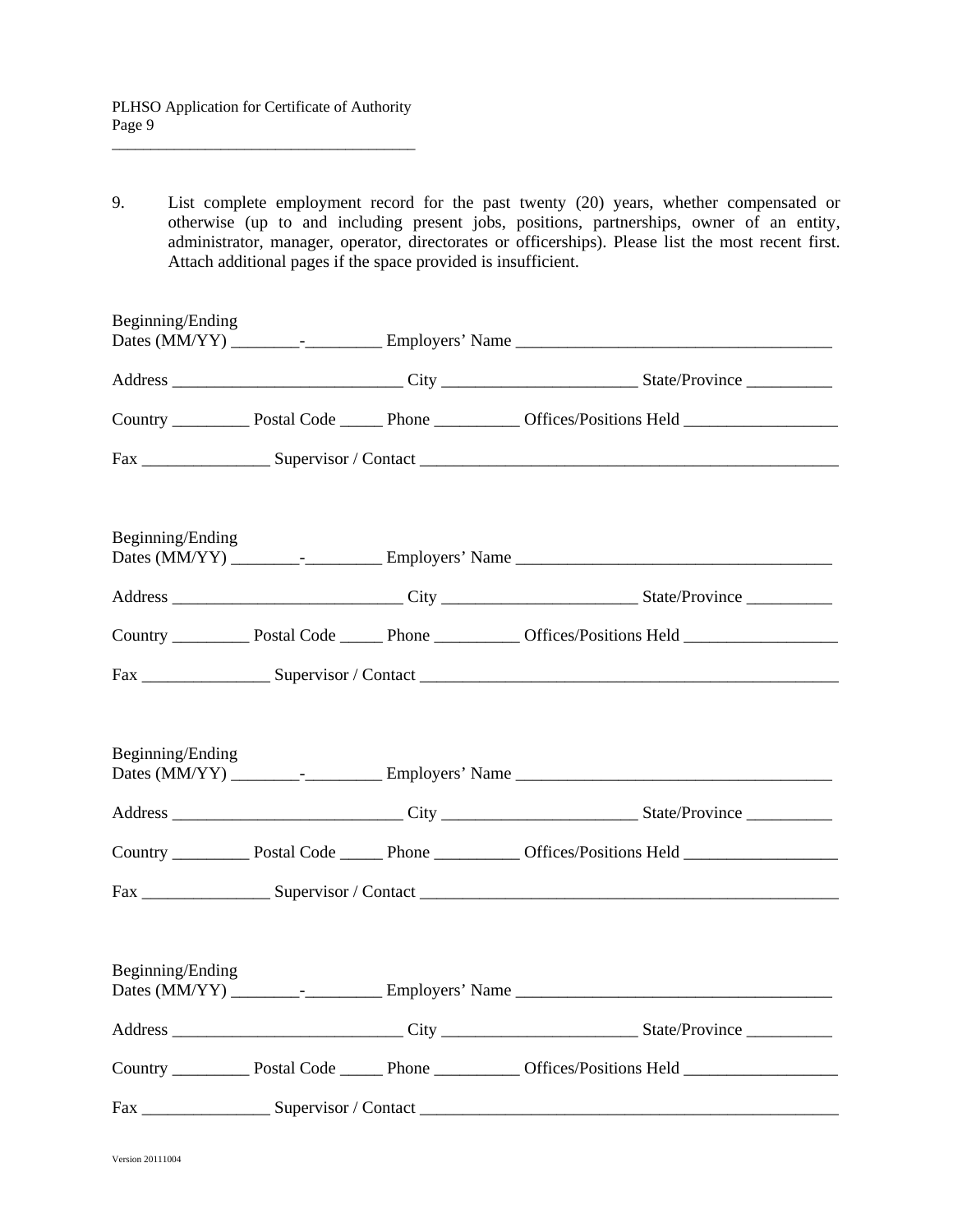9. List complete employment record for the past twenty (20) years, whether compensated or otherwise (up to and including present jobs, positions, partnerships, owner of an entity, administrator, manager, operator, directorates or officerships). Please list the most recent first. Attach additional pages if the space provided is insufficient.

Beginning/Ending
Dates (MM/YY) ________-_________ Employers' Name _____________________________________

Address ___________________________ City ______________________ State/Province __________

Country _________ Postal Code _____ Phone __________ Offices/Positions Held __________________

Fax _______________ Supervisor / Contact __________________________________________________

Beginning/Ending
Dates (MM/YY) ________-_________ Employers' Name _____________________________________

Address ___________________________ City ______________________ State/Province __________

Country _________ Postal Code _____ Phone __________ Offices/Positions Held __________________

Fax _______________ Supervisor / Contact __________________________________________________

Beginning/Ending
Dates (MM/YY) ________-_________ Employers' Name _____________________________________

Address ___________________________ City ______________________ State/Province __________

Country _________ Postal Code _____ Phone __________ Offices/Positions Held __________________

Fax _______________ Supervisor / Contact __________________________________________________

Beginning/Ending
Dates (MM/YY) ________-_________ Employers' Name _____________________________________

Address ___________________________ City ______________________ State/Province __________

Country _________ Postal Code _____ Phone __________ Offices/Positions Held __________________

Fax _______________ Supervisor / Contact __________________________________________________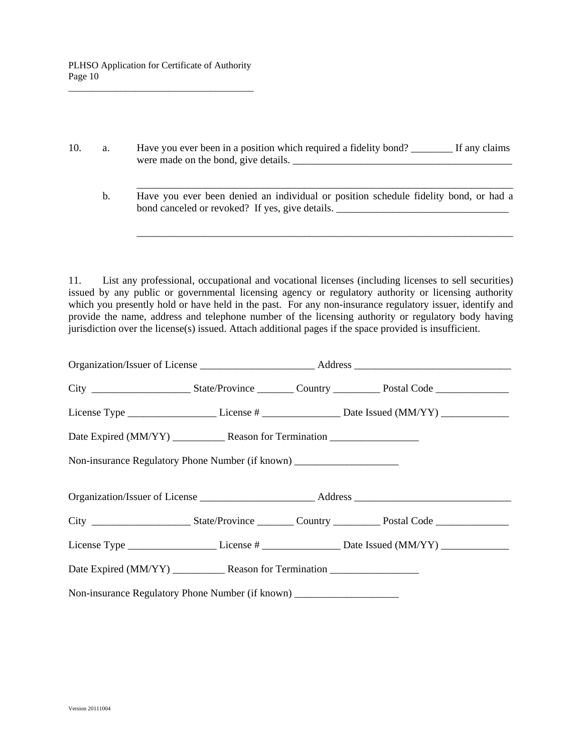10. a. Have you ever been in a position which required a fidelity bond? ________ If any claims were made on the bond, give details. ___________________________________________

___________________________________________________________________________

b. Have you ever been denied an individual or position schedule fidelity bond, or had a bond canceled or revoked? If yes, give details. _________________________________

___________________________________________________________________________

11. List any professional, occupational and vocational licenses (including licenses to sell securities) issued by any public or governmental licensing agency or regulatory authority or licensing authority which you presently hold or have held in the past. For any non-insurance regulatory issuer, identify and provide the name, address and telephone number of the licensing authority or regulatory body having jurisdiction over the license(s) issued. Attach additional pages if the space provided is insufficient.

Organization/Issuer of License ______________________ Address ______________________________

City ___________________ State/Province _______ Country _________ Postal Code ______________

License Type _________________ License # _______________ Date Issued (MM/YY) _____________

Date Expired (MM/YY) __________ Reason for Termination _________________

Non-insurance Regulatory Phone Number (if known) ____________________

Organization/Issuer of License ______________________ Address ______________________________

City ___________________ State/Province _______ Country _________ Postal Code ______________

License Type _________________ License # _______________ Date Issued (MM/YY) _____________

Date Expired (MM/YY) __________ Reason for Termination _________________

Non-insurance Regulatory Phone Number (if known) ____________________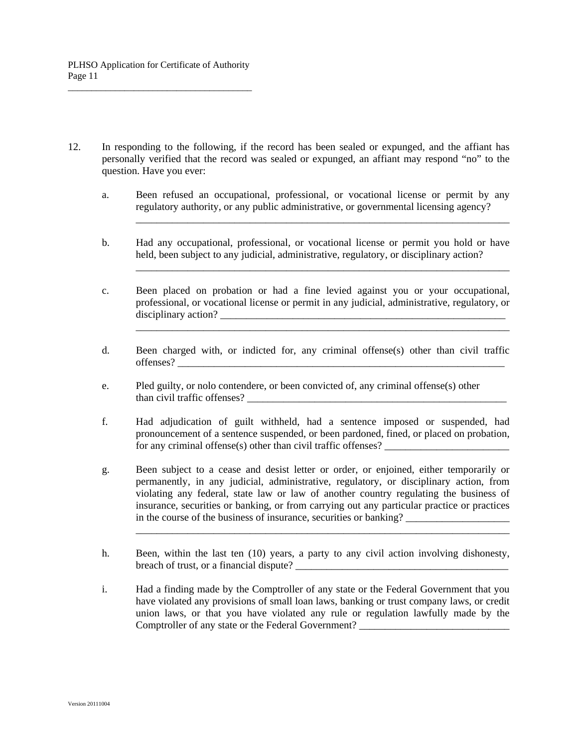12. In responding to the following, if the record has been sealed or expunged, and the affiant has personally verified that the record was sealed or expunged, an affiant may respond "no" to the question. Have you ever:

    a. Been refused an occupational, professional, or vocational license or permit by any regulatory authority, or any public administrative, or governmental licensing agency?
    ___________________________________________________________________________

    b. Had any occupational, professional, or vocational license or permit you hold or have held, been subject to any judicial, administrative, regulatory, or disciplinary action?
    ___________________________________________________________________________

    c. Been placed on probation or had a fine levied against you or your occupational, professional, or vocational license or permit in any judicial, administrative, regulatory, or disciplinary action? __________________________________________________________
    ___________________________________________________________________________

    d. Been charged with, or indicted for, any criminal offense(s) other than civil traffic offenses? ___________________________________________________________________

    e. Pled guilty, or nolo contendere, or been convicted of, any criminal offense(s) other than civil traffic offenses? _____________________________________________________

    f. Had adjudication of guilt withheld, had a sentence imposed or suspended, had pronouncement of a sentence suspended, or been pardoned, fined, or placed on probation, for any criminal offense(s) other than civil traffic offenses? ________________________

    g. Been subject to a cease and desist letter or order, or enjoined, either temporarily or permanently, in any judicial, administrative, regulatory, or disciplinary action, from violating any federal, state law or law of another country regulating the business of insurance, securities or banking, or from carrying out any particular practice or practices in the course of the business of insurance, securities or banking? ___________________
    ___________________________________________________________________________

    h. Been, within the last ten (10) years, a party to any civil action involving dishonesty, breach of trust, or a financial dispute? __________________________________________

    i. Had a finding made by the Comptroller of any state or the Federal Government that you have violated any provisions of small loan laws, banking or trust company laws, or credit union laws, or that you have violated any rule or regulation lawfully made by the Comptroller of any state or the Federal Government? _____________________________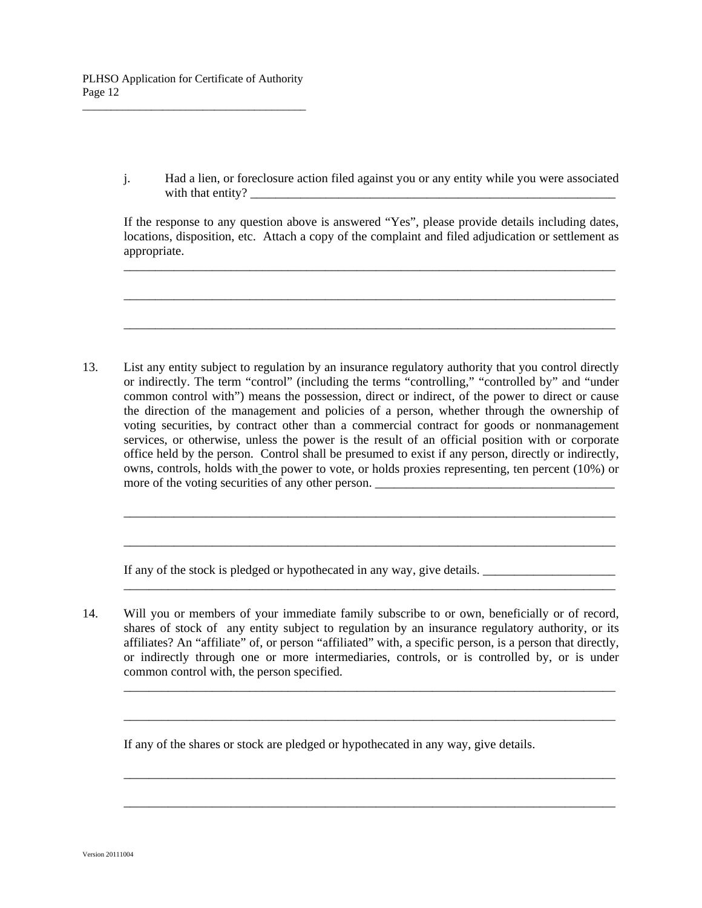j. Had a lien, or foreclosure action filed against you or any entity while you were associated with that entity? ___________________________________________________________

If the response to any question above is answered "Yes", please provide details including dates, locations, disposition, etc. Attach a copy of the complaint and filed adjudication or settlement as appropriate.

_______________________________________________________________________________

_______________________________________________________________________________

_______________________________________________________________________________

13. List any entity subject to regulation by an insurance regulatory authority that you control directly or indirectly. The term "control" (including the terms "controlling," "controlled by" and "under common control with") means the possession, direct or indirect, of the power to direct or cause the direction of the management and policies of a person, whether through the ownership of voting securities, by contract other than a commercial contract for goods or nonmanagement services, or otherwise, unless the power is the result of an official position with or corporate office held by the person. Control shall be presumed to exist if any person, directly or indirectly, owns, controls, holds with the power to vote, or holds proxies representing, ten percent (10%) or more of the voting securities of any other person. ______________________________________

_______________________________________________________________________________

_______________________________________________________________________________

If any of the stock is pledged or hypothecated in any way, give details. _____________________
_______________________________________________________________________________

14. Will you or members of your immediate family subscribe to or own, beneficially or of record, shares of stock of any entity subject to regulation by an insurance regulatory authority, or its affiliates? An "affiliate" of, or person "affiliated" with, a specific person, is a person that directly, or indirectly through one or more intermediaries, controls, or is controlled by, or is under common control with, the person specified.

_______________________________________________________________________________

_______________________________________________________________________________

If any of the shares or stock are pledged or hypothecated in any way, give details.

_______________________________________________________________________________

_______________________________________________________________________________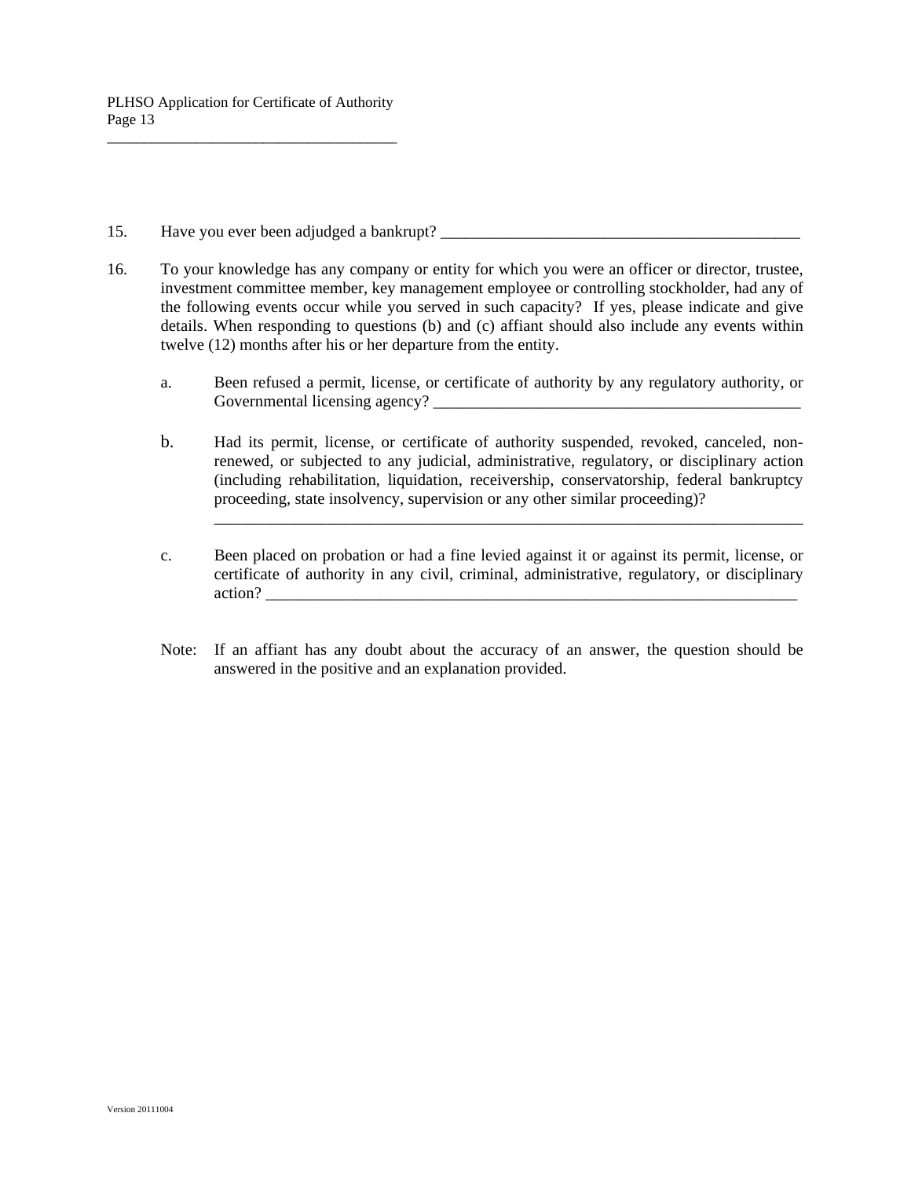15. Have you ever been adjudged a bankrupt? _____________________________________________

16. To your knowledge has any company or entity for which you were an officer or director, trustee, investment committee member, key management employee or controlling stockholder, had any of the following events occur while you served in such capacity? If yes, please indicate and give details. When responding to questions (b) and (c) affiant should also include any events within twelve (12) months after his or her departure from the entity.

    a. Been refused a permit, license, or certificate of authority by any regulatory authority, or Governmental licensing agency? _______________________________________________

    b. Had its permit, license, or certificate of authority suspended, revoked, canceled, non-renewed, or subjected to any judicial, administrative, regulatory, or disciplinary action (including rehabilitation, liquidation, receivership, conservatorship, federal bankruptcy proceeding, state insolvency, supervision or any other similar proceeding)? ___________________________________________________________________________

    c. Been placed on probation or had a fine levied against it or against its permit, license, or certificate of authority in any civil, criminal, administrative, regulatory, or disciplinary action? ____________________________________________________________________

    Note: If an affiant has any doubt about the accuracy of an answer, the question should be answered in the positive and an explanation provided.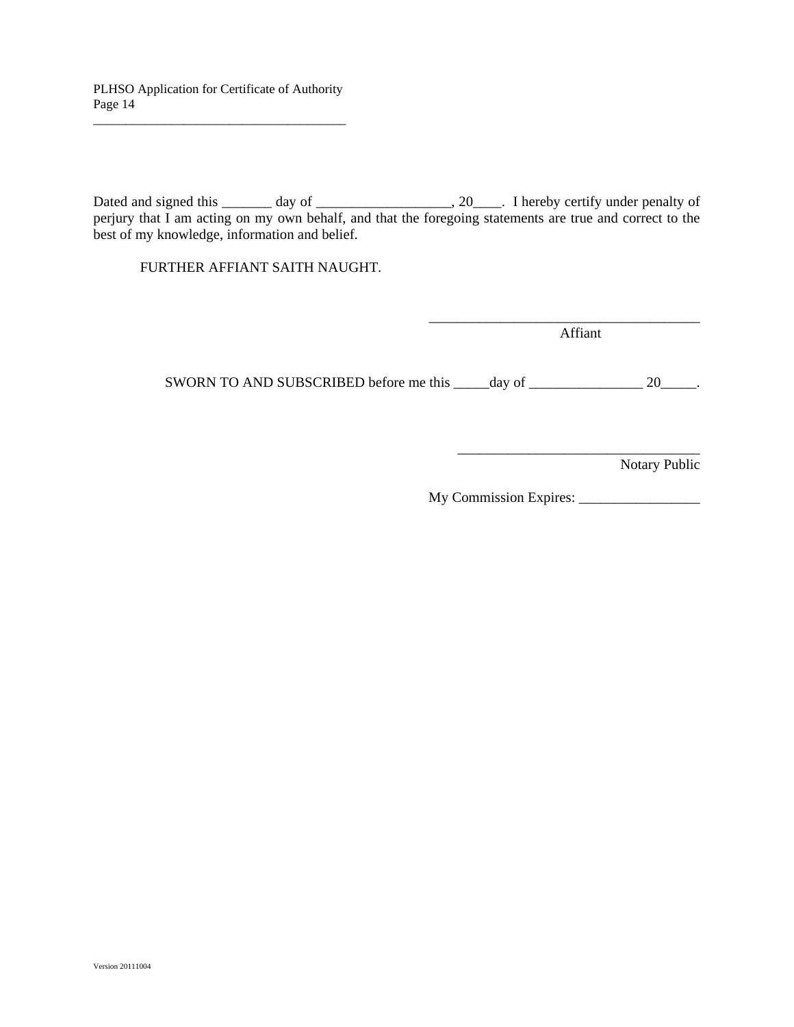Dated and signed this _______ day of ___________________, 20____. I hereby certify under penalty of perjury that I am acting on my own behalf, and that the foregoing statements are true and correct to the best of my knowledge, information and belief.

FURTHER AFFIANT SAITH NAUGHT.

_______________________________________
Affiant

SWORN TO AND SUBSCRIBED before me this _____day of ________________ 20_____.

__________________________________
Notary Public

My Commission Expires: _________________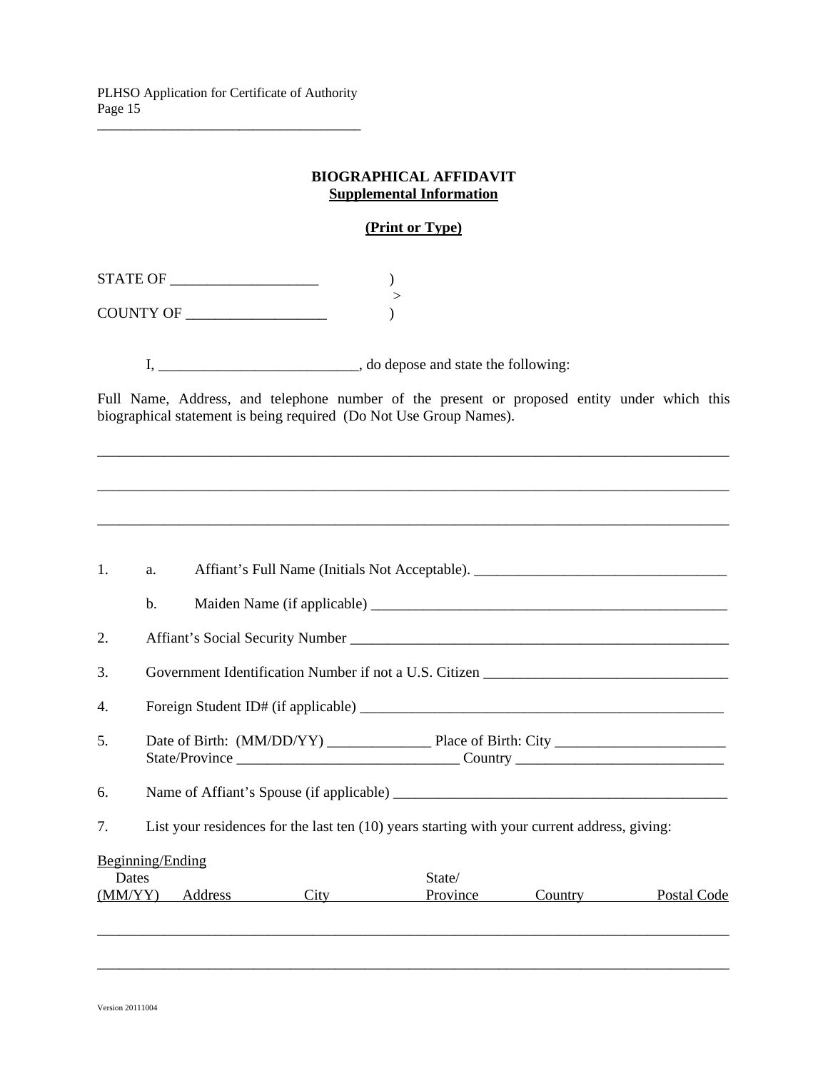# BIOGRAPHICAL AFFIDAVIT

## Supplemental Information

**(Print or Type)**

STATE OF ____________________ )
>
COUNTY OF ___________________ )

I, ___________________________, do depose and state the following:

Full Name, Address, and telephone number of the present or proposed entity under which this biographical statement is being required (Do Not Use Group Names).

_____________________________________________________________________________________

_____________________________________________________________________________________

_____________________________________________________________________________________

1. a. Affiant's Full Name (Initials Not Acceptable). __________________________________

   b. Maiden Name (if applicable) _________________________________________________

2. Affiant's Social Security Number ____________________________________________________

3. Government Identification Number if not a U.S. Citizen ________________________________

4. Foreign Student ID# (if applicable) __________________________________________________

5. Date of Birth: (MM/DD/YY) ______________ Place of Birth: City _______________________
   State/Province ______________________________ Country ____________________________

6. Name of Affiant's Spouse (if applicable) _____________________________________________

7. List your residences for the last ten (10) years starting with your current address, giving:

| Beginning/Ending Dates (MM/YY) | Address | City | State/ Province | Country | Postal Code |
|---|---|---|---|---|---|
| | | | | | |
| | | | | | |

Version 20111004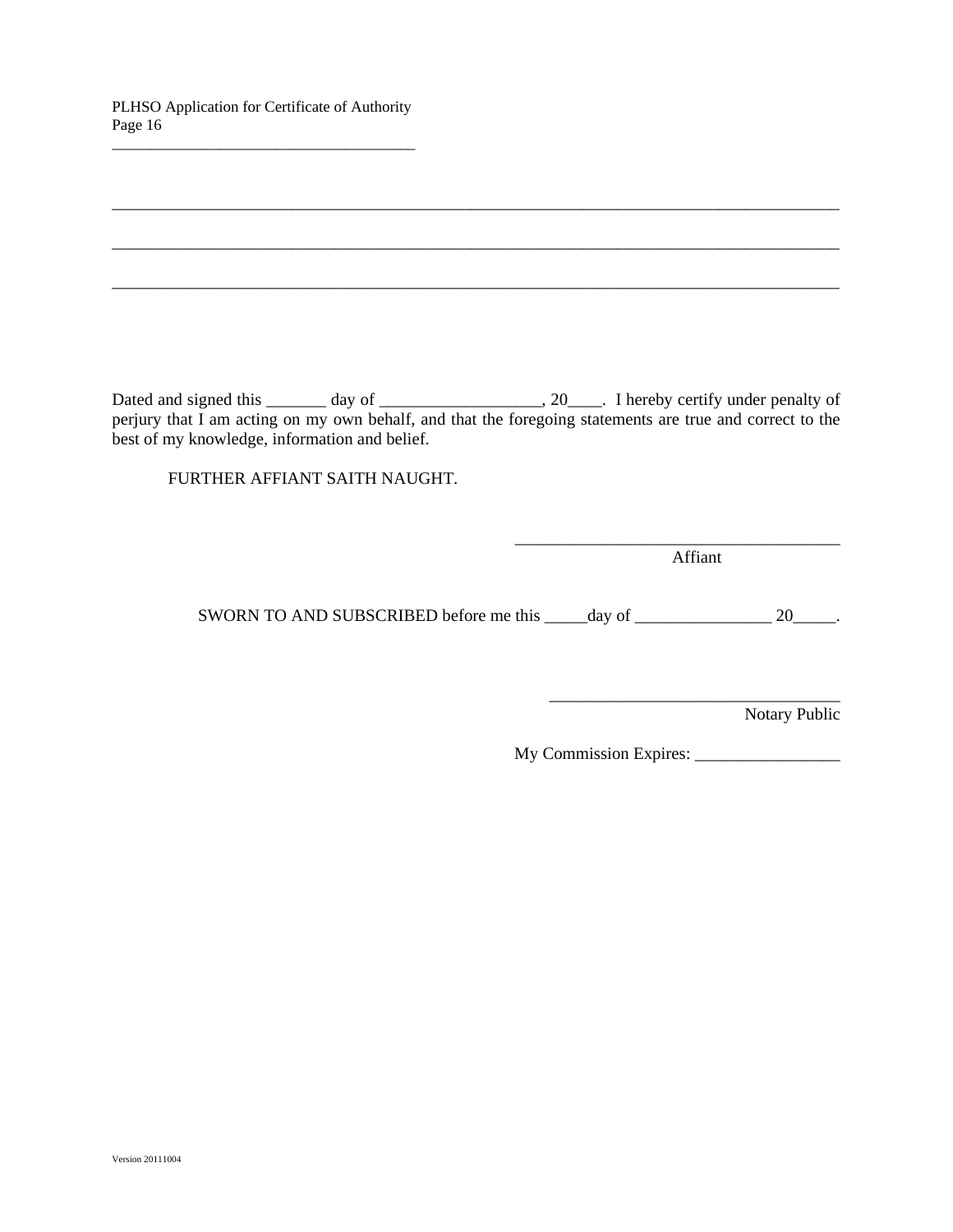\_\_\_\_\_\_\_\_\_\_\_\_\_\_\_\_\_\_\_\_\_\_\_\_\_\_\_\_\_\_\_\_\_\_\_\_\_\_\_\_\_\_\_\_\_\_\_\_\_\_\_\_\_\_\_\_\_\_\_\_\_\_\_\_\_\_\_\_\_\_\_\_\_\_\_\_\_\_\_\_\_\_\_\_\_\_\_\_

\_\_\_\_\_\_\_\_\_\_\_\_\_\_\_\_\_\_\_\_\_\_\_\_\_\_\_\_\_\_\_\_\_\_\_\_\_\_\_\_\_\_\_\_\_\_\_\_\_\_\_\_\_\_\_\_\_\_\_\_\_\_\_\_\_\_\_\_\_\_\_\_\_\_\_\_\_\_\_\_\_\_\_\_\_\_\_\_

\_\_\_\_\_\_\_\_\_\_\_\_\_\_\_\_\_\_\_\_\_\_\_\_\_\_\_\_\_\_\_\_\_\_\_\_\_\_\_\_\_\_\_\_\_\_\_\_\_\_\_\_\_\_\_\_\_\_\_\_\_\_\_\_\_\_\_\_\_\_\_\_\_\_\_\_\_\_\_\_\_\_\_\_\_\_\_\_

Dated and signed this _______ day of ___________________, 20____. I hereby certify under penalty of perjury that I am acting on my own behalf, and that the foregoing statements are true and correct to the best of my knowledge, information and belief.

FURTHER AFFIANT SAITH NAUGHT.

\_\_\_\_\_\_\_\_\_\_\_\_\_\_\_\_\_\_\_\_\_\_\_\_\_\_\_\_\_\_\_\_\_\_\_\_\_\_\_
Affiant

SWORN TO AND SUBSCRIBED before me this _____day of ________________ 20_____.

\_\_\_\_\_\_\_\_\_\_\_\_\_\_\_\_\_\_\_\_\_\_\_\_\_\_\_\_\_\_\_\_\_\_\_
Notary Public

My Commission Expires: _________________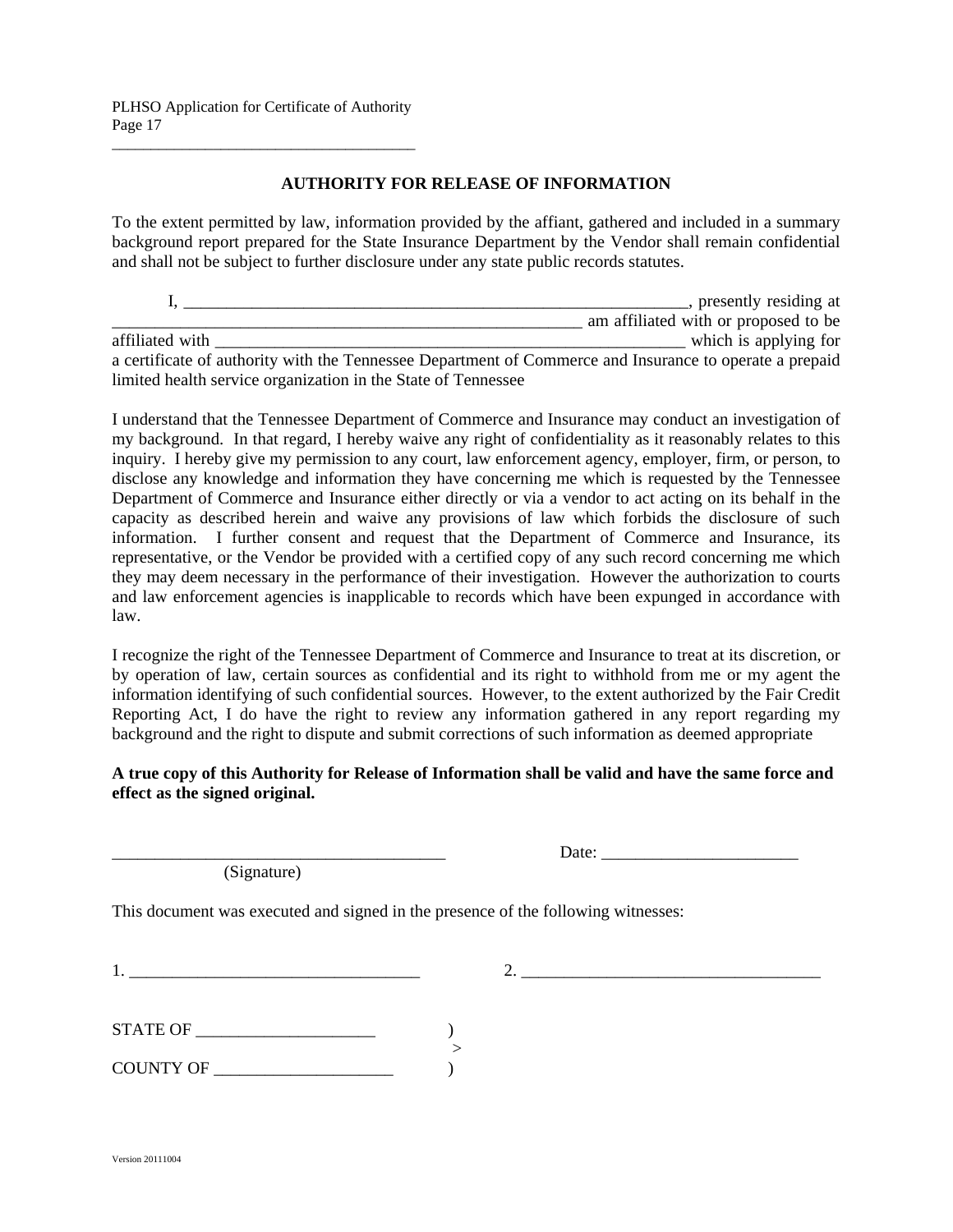## AUTHORITY FOR RELEASE OF INFORMATION

To the extent permitted by law, information provided by the affiant, gathered and included in a summary background report prepared for the State Insurance Department by the Vendor shall remain confidential and shall not be subject to further disclosure under any state public records statutes.

I, _______________________________________________________________, presently residing at _______________________________________________________ am affiliated with or proposed to be affiliated with ___________________________________________________________ which is applying for a certificate of authority with the Tennessee Department of Commerce and Insurance to operate a prepaid limited health service organization in the State of Tennessee

I understand that the Tennessee Department of Commerce and Insurance may conduct an investigation of my background. In that regard, I hereby waive any right of confidentiality as it reasonably relates to this inquiry. I hereby give my permission to any court, law enforcement agency, employer, firm, or person, to disclose any knowledge and information they have concerning me which is requested by the Tennessee Department of Commerce and Insurance either directly or via a vendor to act acting on its behalf in the capacity as described herein and waive any provisions of law which forbids the disclosure of such information. I further consent and request that the Department of Commerce and Insurance, its representative, or the Vendor be provided with a certified copy of any such record concerning me which they may deem necessary in the performance of their investigation. However the authorization to courts and law enforcement agencies is inapplicable to records which have been expunged in accordance with law.

I recognize the right of the Tennessee Department of Commerce and Insurance to treat at its discretion, or by operation of law, certain sources as confidential and its right to withhold from me or my agent the information identifying of such confidential sources. However, to the extent authorized by the Fair Credit Reporting Act, I do have the right to review any information gathered in any report regarding my background and the right to dispute and submit corrections of such information as deemed appropriate

**A true copy of this Authority for Release of Information shall be valid and have the same force and effect as the signed original.**

_________________________________________ Date: ________________________
(Signature)

This document was executed and signed in the presence of the following witnesses:

1. ___________________________________ 2. _____________________________________

STATE OF _____________________ )
>
COUNTY OF _____________________ )

Version 20111004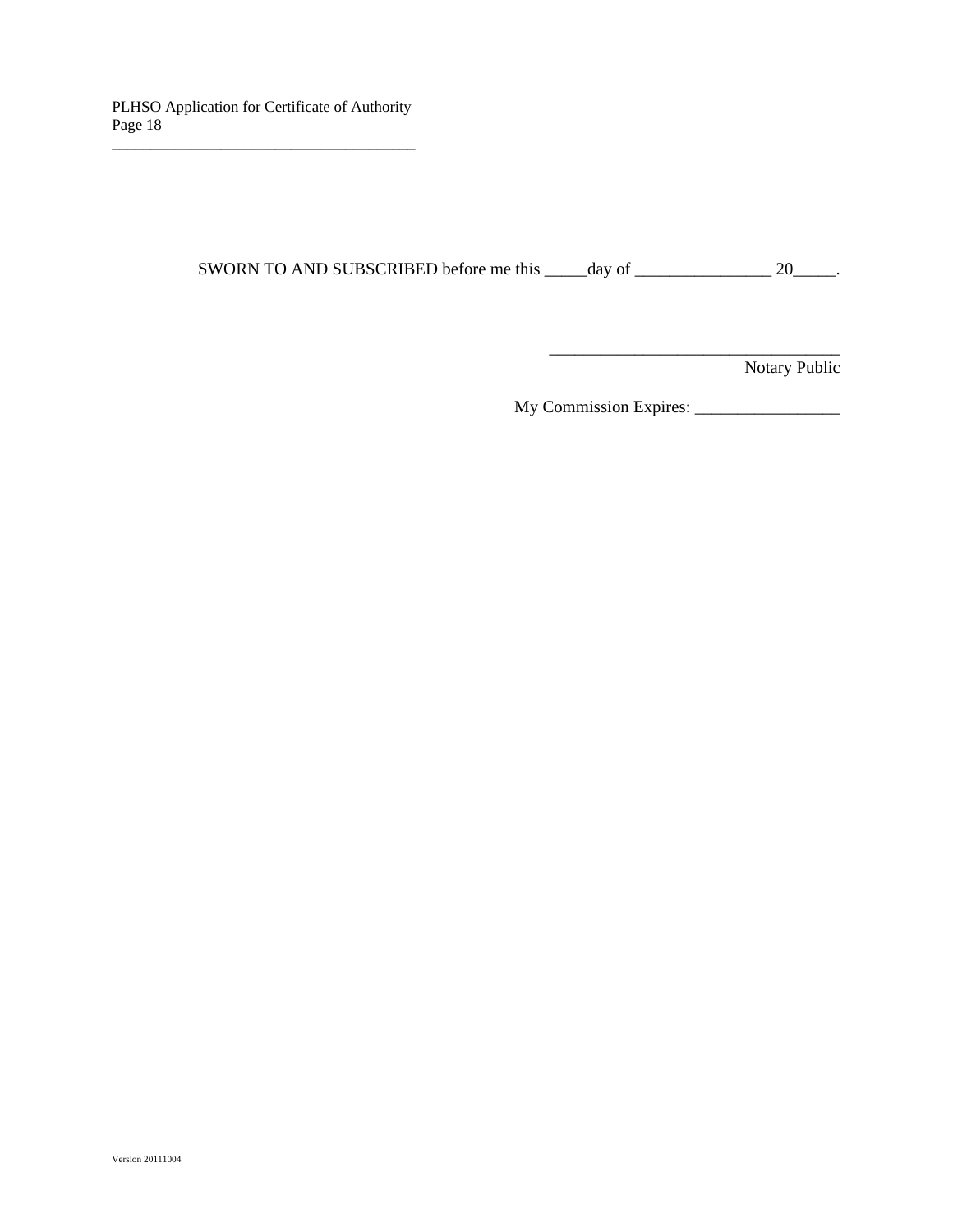SWORN TO AND SUBSCRIBED before me this _____day of ________________ 20_____.

__________________________________
Notary Public

My Commission Expires: _________________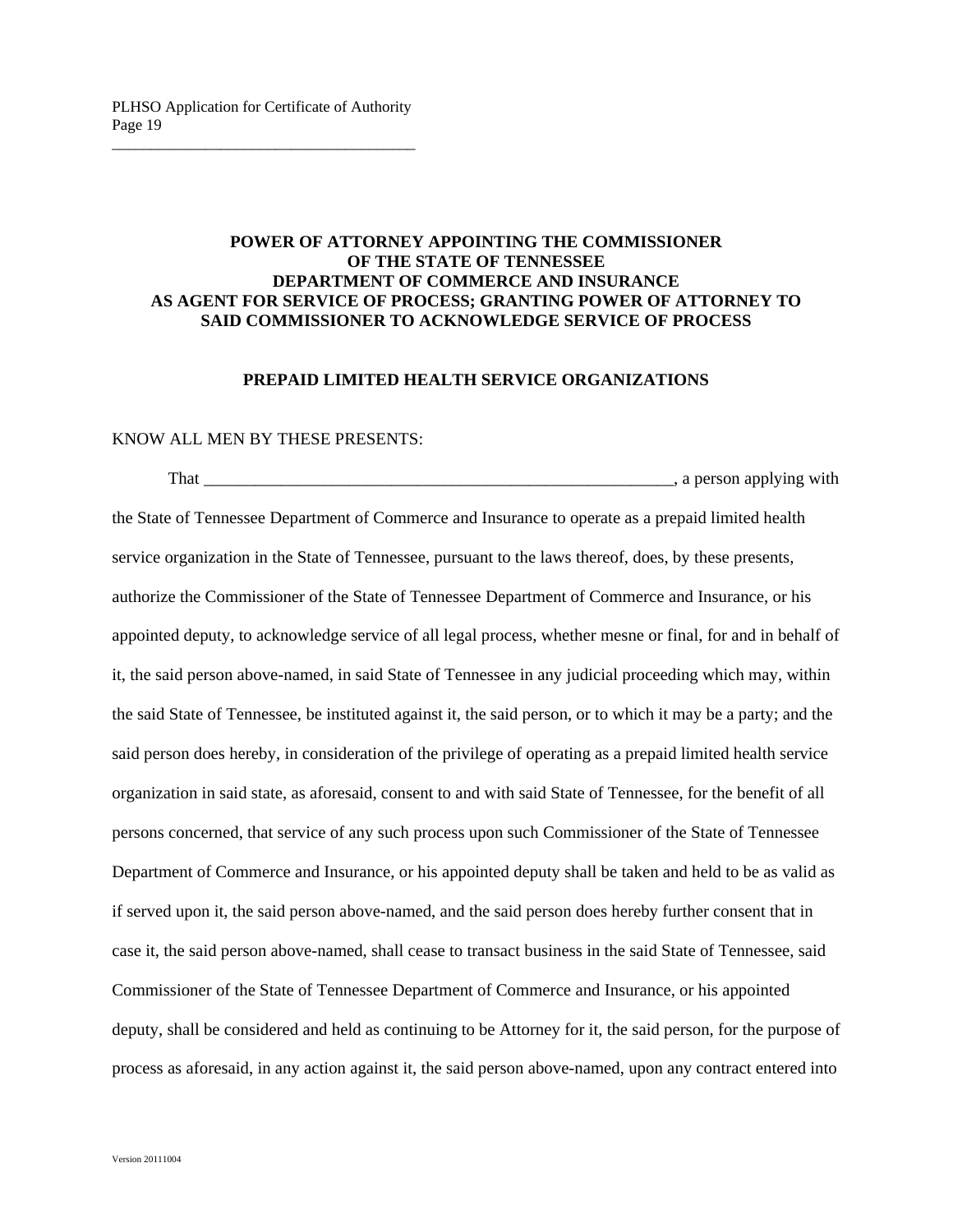**POWER OF ATTORNEY APPOINTING THE COMMISSIONER OF THE STATE OF TENNESSEE DEPARTMENT OF COMMERCE AND INSURANCE AS AGENT FOR SERVICE OF PROCESS; GRANTING POWER OF ATTORNEY TO SAID COMMISSIONER TO ACKNOWLEDGE SERVICE OF PROCESS**

**PREPAID LIMITED HEALTH SERVICE ORGANIZATIONS**

KNOW ALL MEN BY THESE PRESENTS:

That ___________________________________________________________, a person applying with the State of Tennessee Department of Commerce and Insurance to operate as a prepaid limited health service organization in the State of Tennessee, pursuant to the laws thereof, does, by these presents, authorize the Commissioner of the State of Tennessee Department of Commerce and Insurance, or his appointed deputy, to acknowledge service of all legal process, whether mesne or final, for and in behalf of it, the said person above-named, in said State of Tennessee in any judicial proceeding which may, within the said State of Tennessee, be instituted against it, the said person, or to which it may be a party; and the said person does hereby, in consideration of the privilege of operating as a prepaid limited health service organization in said state, as aforesaid, consent to and with said State of Tennessee, for the benefit of all persons concerned, that service of any such process upon such Commissioner of the State of Tennessee Department of Commerce and Insurance, or his appointed deputy shall be taken and held to be as valid as if served upon it, the said person above-named, and the said person does hereby further consent that in case it, the said person above-named, shall cease to transact business in the said State of Tennessee, said Commissioner of the State of Tennessee Department of Commerce and Insurance, or his appointed deputy, shall be considered and held as continuing to be Attorney for it, the said person, for the purpose of process as aforesaid, in any action against it, the said person above-named, upon any contract entered into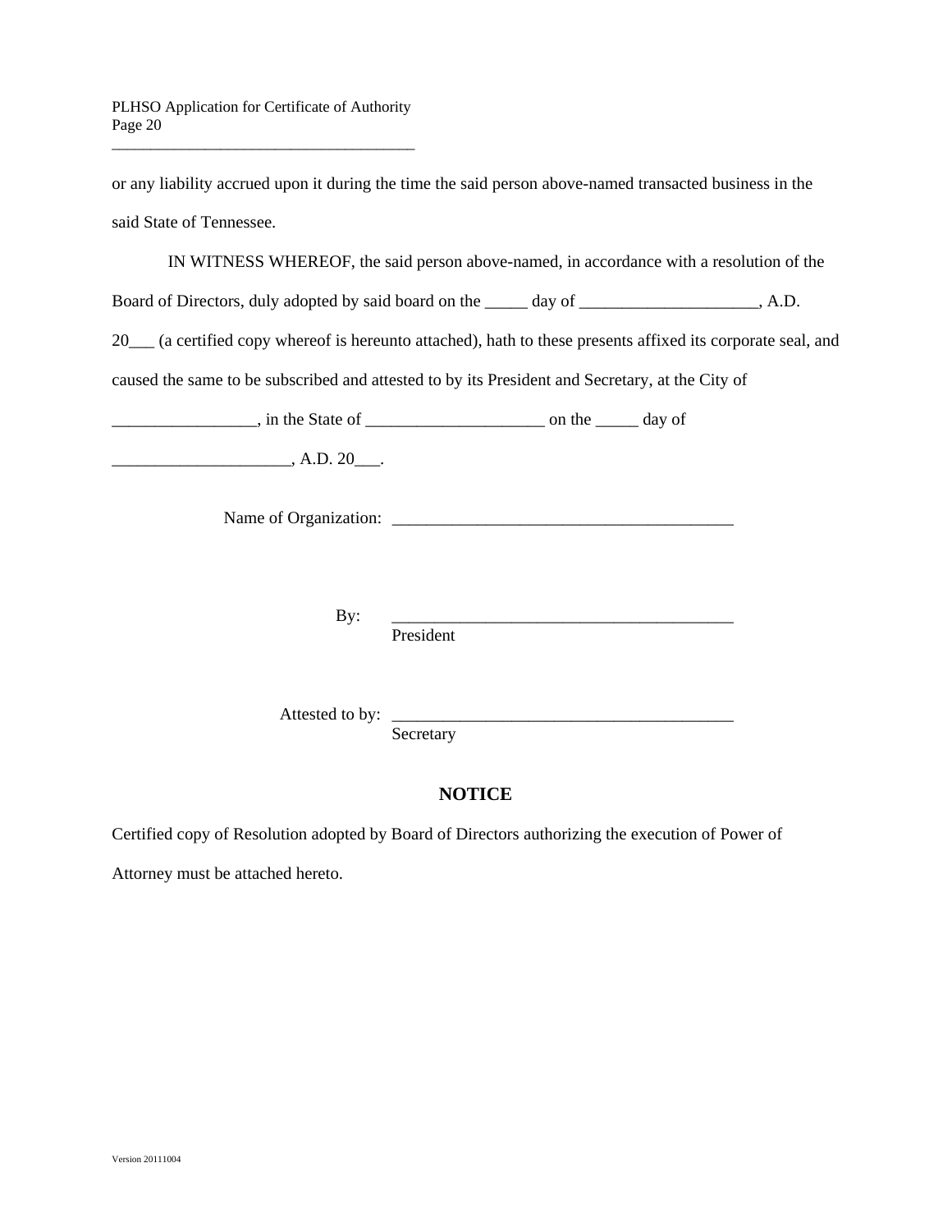or any liability accrued upon it during the time the said person above-named transacted business in the said State of Tennessee.

IN WITNESS WHEREOF, the said person above-named, in accordance with a resolution of the Board of Directors, duly adopted by said board on the _____ day of _____________________, A.D. 20___ (a certified copy whereof is hereunto attached), hath to these presents affixed its corporate seal, and caused the same to be subscribed and attested to by its President and Secretary, at the City of _________________, in the State of _____________________ on the _____ day of _____________________, A.D. 20___.

Name of Organization: _________________________________________

By: _________________________________________
President

Attested to by: _________________________________________
Secretary

**NOTICE**

Certified copy of Resolution adopted by Board of Directors authorizing the execution of Power of Attorney must be attached hereto.